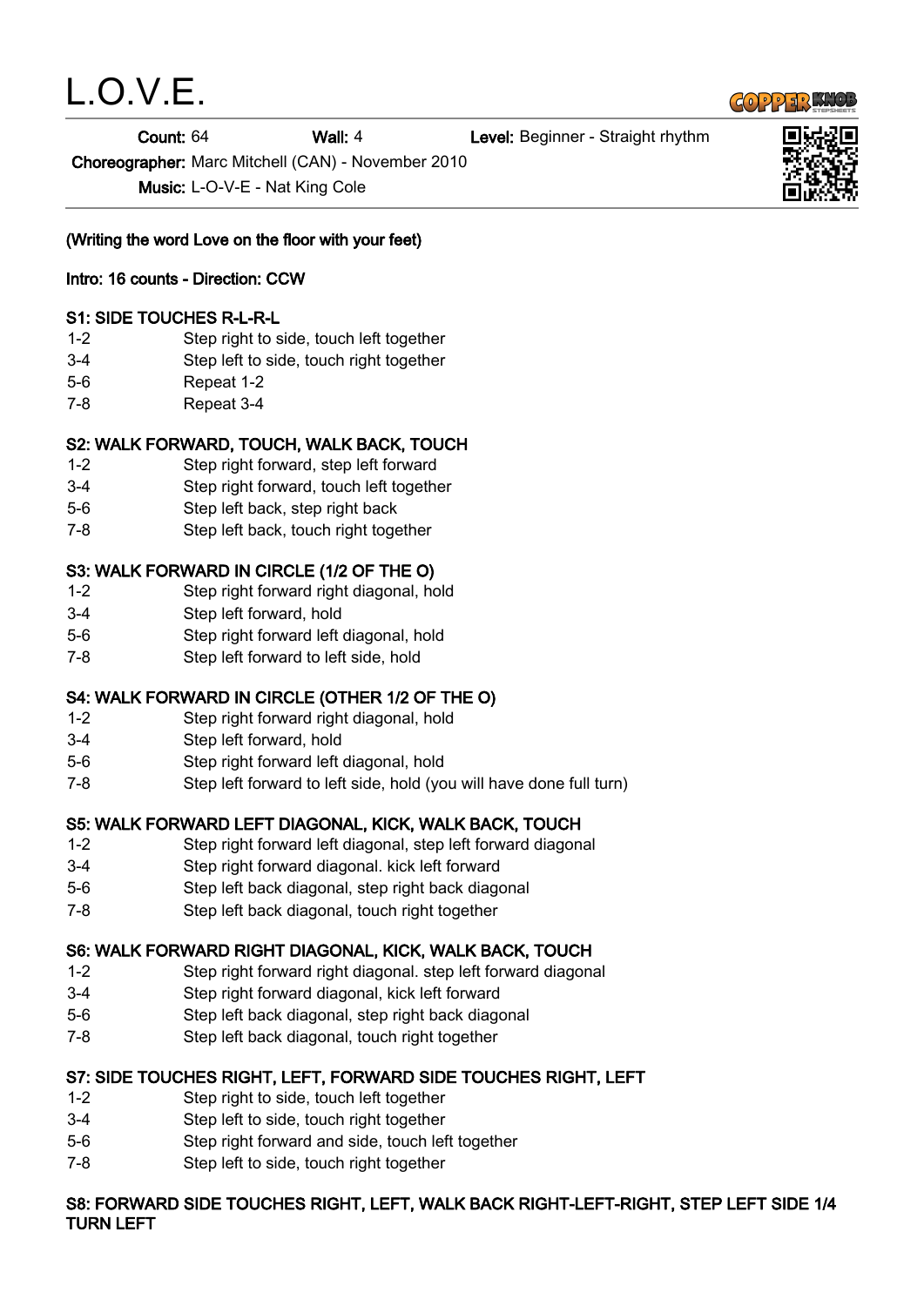# L.O.V.E.

**Count:** 64 **Wall:** 4 **Level:** Beginner - Straight rhythm

**Choreographer:** Marc Mitchell (CAN) - November 2010

**Music:** L-O-V-E - Nat King Cole

**(Writing the word Love on the floor with your feet)**

**Intro: 16 counts - Direction: CCW**

**S1: SIDE TOUCHES R-L-R-L**

| | |
|---|---|
| 1-2 | Step right to side, touch left together |
| 3-4 | Step left to side, touch right together |
| 5-6 | Repeat 1-2 |
| 7-8 | Repeat 3-4 |

**S2: WALK FORWARD, TOUCH, WALK BACK, TOUCH**

| | |
|---|---|
| 1-2 | Step right forward, step left forward |
| 3-4 | Step right forward, touch left together |
| 5-6 | Step left back, step right back |
| 7-8 | Step left back, touch right together |

**S3: WALK FORWARD IN CIRCLE (1/2 OF THE O)**

| | |
|---|---|
| 1-2 | Step right forward right diagonal, hold |
| 3-4 | Step left forward, hold |
| 5-6 | Step right forward left diagonal, hold |
| 7-8 | Step left forward to left side, hold |

**S4: WALK FORWARD IN CIRCLE (OTHER 1/2 OF THE O)**

| | |
|---|---|
| 1-2 | Step right forward right diagonal, hold |
| 3-4 | Step left forward, hold |
| 5-6 | Step right forward left diagonal, hold |
| 7-8 | Step left forward to left side, hold (you will have done full turn) |

**S5: WALK FORWARD LEFT DIAGONAL, KICK, WALK BACK, TOUCH**

| | |
|---|---|
| 1-2 | Step right forward left diagonal, step left forward diagonal |
| 3-4 | Step right forward diagonal. kick left forward |
| 5-6 | Step left back diagonal, step right back diagonal |
| 7-8 | Step left back diagonal, touch right together |

**S6: WALK FORWARD RIGHT DIAGONAL, KICK, WALK BACK, TOUCH**

| | |
|---|---|
| 1-2 | Step right forward right diagonal. step left forward diagonal |
| 3-4 | Step right forward diagonal, kick left forward |
| 5-6 | Step left back diagonal, step right back diagonal |
| 7-8 | Step left back diagonal, touch right together |

**S7: SIDE TOUCHES RIGHT, LEFT, FORWARD SIDE TOUCHES RIGHT, LEFT**

| | |
|---|---|
| 1-2 | Step right to side, touch left together |
| 3-4 | Step left to side, touch right together |
| 5-6 | Step right forward and side, touch left together |
| 7-8 | Step left to side, touch right together |

**S8: FORWARD SIDE TOUCHES RIGHT, LEFT, WALK BACK RIGHT-LEFT-RIGHT, STEP LEFT SIDE 1/4 TURN LEFT**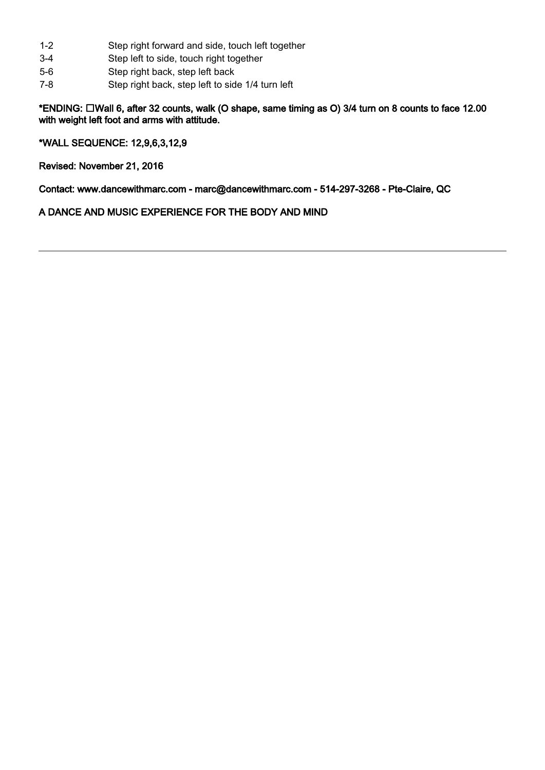| | |
|---|---|
| 1-2 | Step right forward and side, touch left together |
| 3-4 | Step left to side, touch right together |
| 5-6 | Step right back, step left back |
| 7-8 | Step right back, step left to side 1/4 turn left |

**\*ENDING: ☐Wall 6, after 32 counts, walk (O shape, same timing as O) 3/4 turn on 8 counts to face 12.00 with weight left foot and arms with attitude.**

**\*WALL SEQUENCE: 12,9,6,3,12,9**

**Revised: November 21, 2016**

**Contact: www.dancewithmarc.com - marc@dancewithmarc.com - 514-297-3268 - Pte-Claire, QC**

**A DANCE AND MUSIC EXPERIENCE FOR THE BODY AND MIND**

---